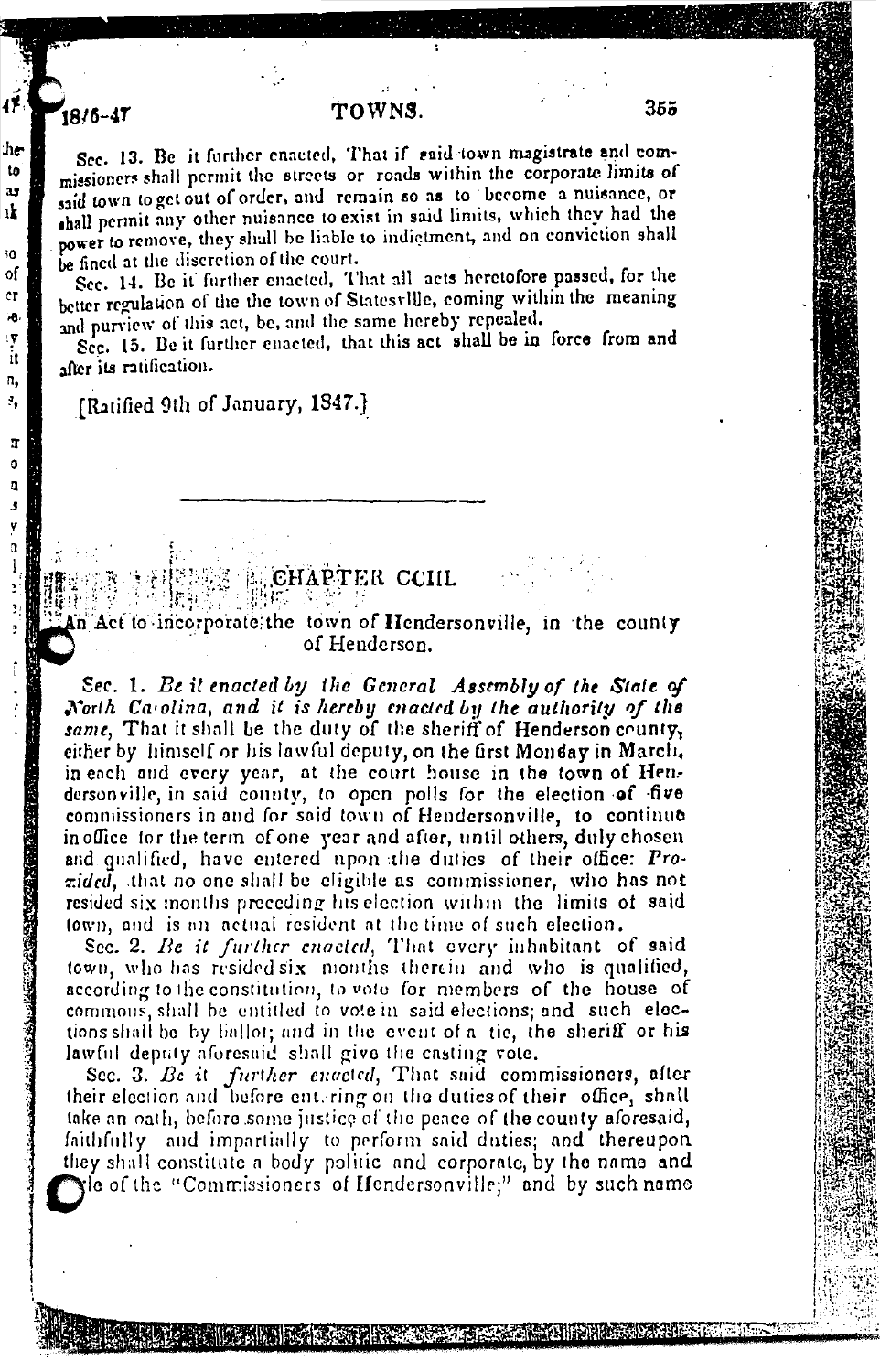Sec. 13. Be it further enacted, That if said town magistrate and commissioners shall permit the streets or roads within the corporate limits of said town to get out of order, and remain so as to become a nuisance, or shall permit any other nuisance to exist in said limits, which they had the power to remove, they shall be liable to indictment, and on conviction shall be fined at the discretion of the court.

Sec. 14. Be it further enacted, That all acts heretofore passed, for the better regulation of the the town of Statesville, coming within the meaning and purview of this act, be, and the same hereby repealed.

Sec. 15. Be it further enacted, that this act shall be in force from and after its ratification.

[Ratified 9th of January, 1847.]

---

## CHAPTER CCIII.

An Act to incorporate the town of Hendersonville, in the county of Henderson.

Sec. 1. *Be it enacted by the General Assembly of the State of North Carolina, and it is hereby enacted by the authority of the same*, That it shall be the duty of the sheriff of Henderson county, either by himself or his lawful deputy, on the first Monday in March, in each and every year, at the court house in the town of Hendersonville, in said county, to open polls for the election of five commissioners in and for said town of Hendersonville, to continue in office for the term of one year and after, until others, duly chosen and qualified, have entered upon the duties of their office: *Provided*, that no one shall be eligible as commissioner, who has not resided six months preceding his election within the limits of said town, and is an actual resident at the time of such election.

Sec. 2. *Be it further enacted*, That every inhabitant of said town, who has resided six months therein and who is qualified, according to the constitution, to vote for members of the house of commons, shall be entitled to vote in said elections; and such elections shall be by ballot; and in the event of a tie, the sheriff or his lawful deputy aforesaid shall give the casting vote.

Sec. 3. *Be it further enacted*, That said commissioners, after their election and before entering on the duties of their office, shall take an oath, before some justice of the peace of the county aforesaid, faithfully and impartially to perform said duties; and thereupon they shall constitute a body politic and corporate, by the name and style of the "Commissioners of Hendersonville;" and by such name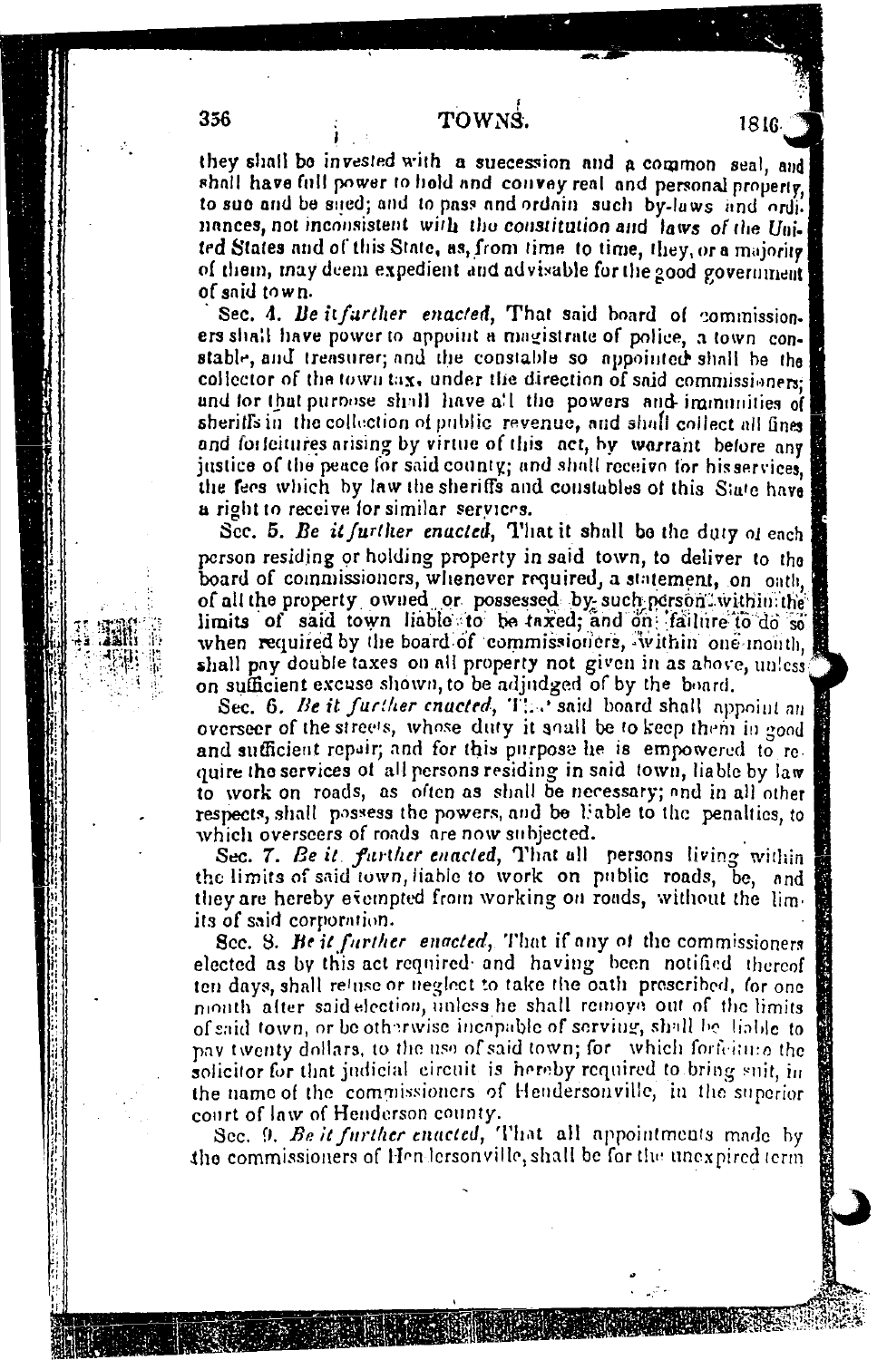they shall be invested with a suecession and a common seal, and shall have full power to hold and convey real and personal property, to sue and be sued; and to pass and ordain such by-laws and ordinances, not inconsistent with the constitution and laws of the United States and of this State, as, from time to time, they, or a majority of them, may deem expedient and advisable for the good government of said town.

Sec. 4. *Be it further enacted*, That said board of commissioners shall have power to appoint a magistrate of police, a town constable, and treasurer; and the constable so appointed shall be the collector of the town tax, under the direction of said commissioners; and for that purpose shall have all the powers and immunities of sheriffs in the collection of public revenue, and shall collect all fines and forfeitures arising by virtue of this act, by warrant before any justice of the peace for said county; and shall receive for his services, the fees which by law the sheriffs and constables of this State have a right to receive for similar services.

Sec. 5. *Be it further enacted*, That it shall be the duty of each person residing or holding property in said town, to deliver to the board of commissioners, whenever required, a statement, on oath, of all the property owned or possessed by such person within the limits of said town liable to be taxed; and on failure to do so when required by the board of commissioners, within one month, shall pay double taxes on all property not given in as above, unless on sufficient excuse shown, to be adjudged of by the board.

Sec. 6. *Be it further enacted*, That said board shall appoint an overseer of the streets, whose duty it shall be to keep them in good and sufficient repair; and for this purpose he is empowered to require the services of all persons residing in said town, liable by law to work on roads, as often as shall be necessary; and in all other respects, shall possess the powers, and be liable to the penalties, to which overseers of roads are now subjected.

Sec. 7. *Be it further enacted*, That all persons living within the limits of said town, liable to work on public roads, be, and they are hereby exempted from working on roads, without the limits of said corporation.

Sec. 8. *Be it further enacted*, That if any of the commissioners elected as by this act required and having been notified thereof ten days, shall refuse or neglect to take the oath prescribed, for one month after said election, unless he shall remove out of the limits of said town, or be otherwise incapable of serving, shall be liable to pay twenty dollars, to the use of said town; for which forfeiture the solicitor for that judicial circuit is hereby required to bring suit, in the name of the commissioners of Hendersonville, in the superior court of law of Henderson county.

Sec. 9. *Be it further enacted*, That all appointments made by the commissioners of Hendersonville, shall be for the unexpired term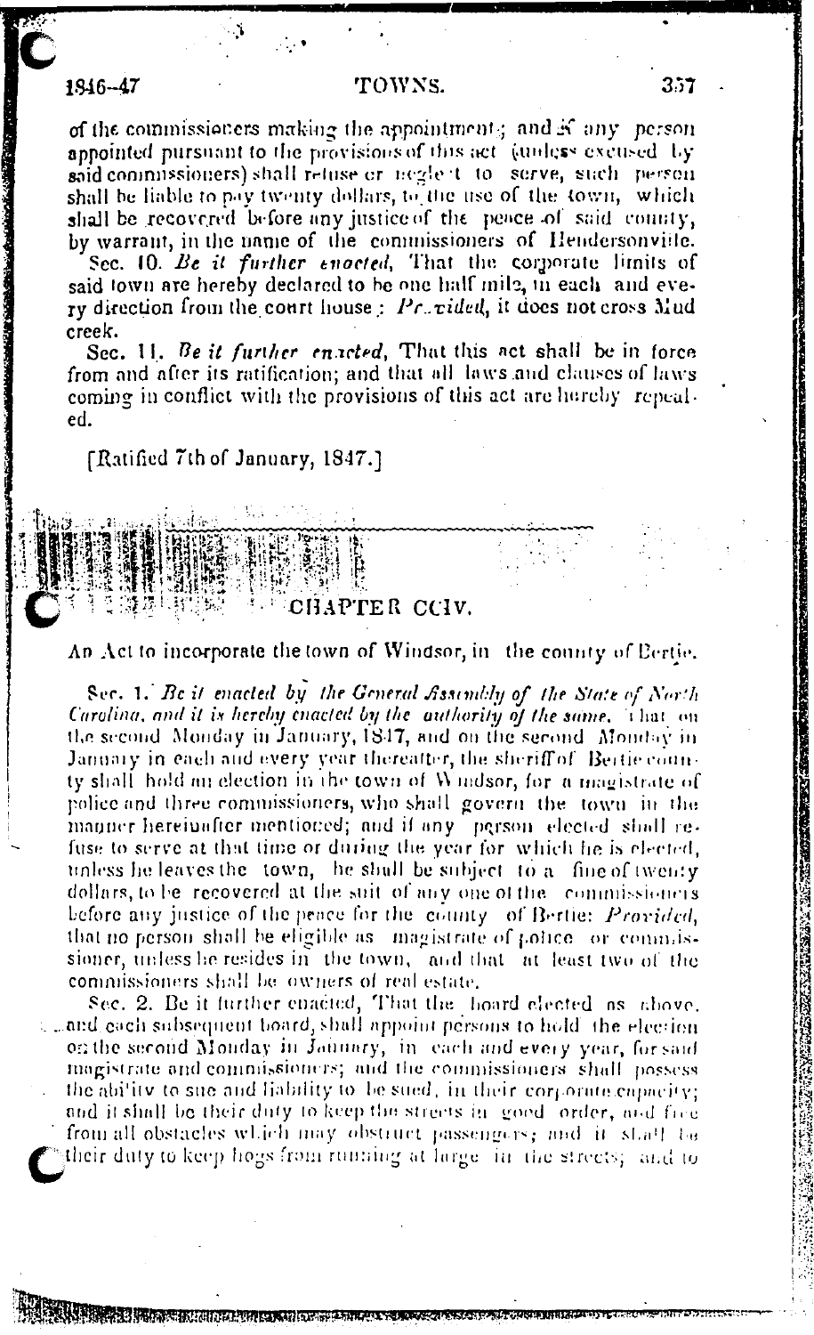of the commissioners making the appointment; and if any person appointed pursuant to the provisions of this act (unless excused by said commissioners) shall refuse or neglect to serve, such person shall be liable to pay twenty dollars, to the use of the town, which shall be recovered before any justice of the peace of said county, by warrant, in the name of the commissioners of Hendersonville.

Sec. 10. *Be it further enacted*, That the corporate limits of said town are hereby declared to be one half mile, in each and every direction from the court house: *Provided*, it does not cross Mud creek.

Sec. 11. *Be it further enacted*, That this act shall be in force from and after its ratification; and that all laws and clauses of laws coming in conflict with the provisions of this act are hereby repealed.

[Ratified 7th of January, 1847.]

## CHAPTER CCIV.

An Act to incorporate the town of Windsor, in the county of Bertie.

Sec. 1. *Be it enacted by the General Assembly of the State of North Carolina, and it is hereby enacted by the authority of the same*, That on the second Monday in January, 1847, and on the second Monday in January in each and every year thereafter, the sheriff of Bertie county shall hold an election in the town of Windsor, for a magistrate of police and three commissioners, who shall govern the town in the manner hereinafter mentioned; and if any person elected shall refuse to serve at that time or during the year for which he is elected, unless he leaves the town, he shall be subject to a fine of twenty dollars, to be recovered at the suit of any one of the commissioners before any justice of the peace for the county of Bertie: *Provided*, that no person shall be eligible as magistrate of police or commissioner, unless he resides in the town, and that at least two of the commissioners shall be owners of real estate.

Sec. 2. Be it further enacted, That the board elected as above, and each subsequent board, shall appoint persons to hold the election on the second Monday in January, in each and every year, for said magistrate and commissioners; and the commissioners shall possess the ability to sue and liability to be sued, in their corporate capacity; and it shall be their duty to keep the streets in good order, and free from all obstacles which may obstruct passengers; and it shall be their duty to keep hogs from running at large in the streets; and to